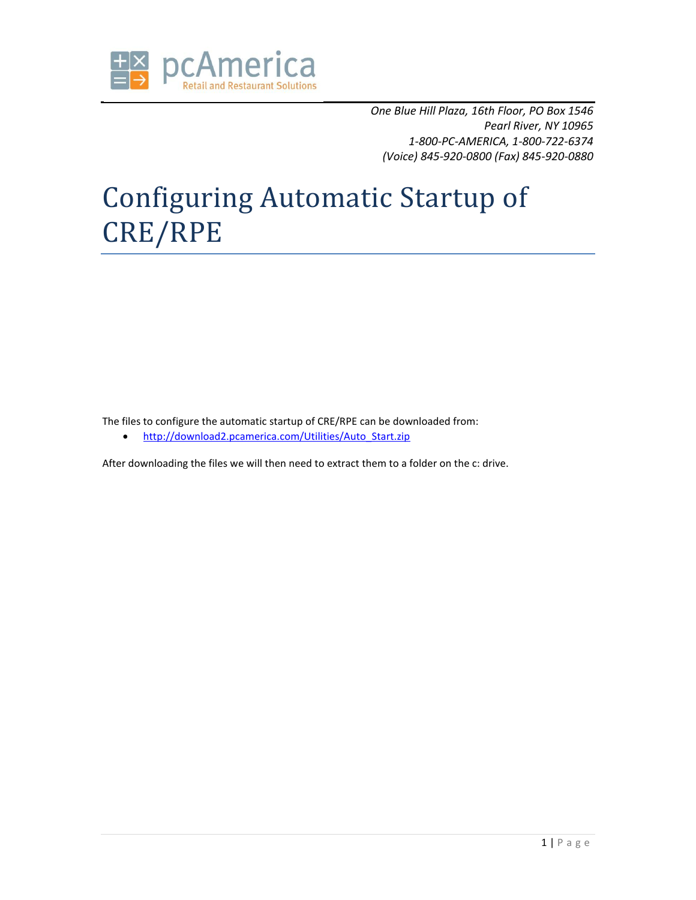pcAmerica
Retail and Restaurant Solutions

*One Blue Hill Plaza, 16th Floor, PO Box 1546*
*Pearl River, NY 10965*
*1-800-PC-AMERICA, 1-800-722-6374*
*(Voice) 845-920-0800 (Fax) 845-920-0880*

# Configuring Automatic Startup of CRE/RPE

The files to configure the automatic startup of CRE/RPE can be downloaded from:

- http://download2.pcamerica.com/Utilities/Auto_Start.zip

After downloading the files we will then need to extract them to a folder on the c: drive.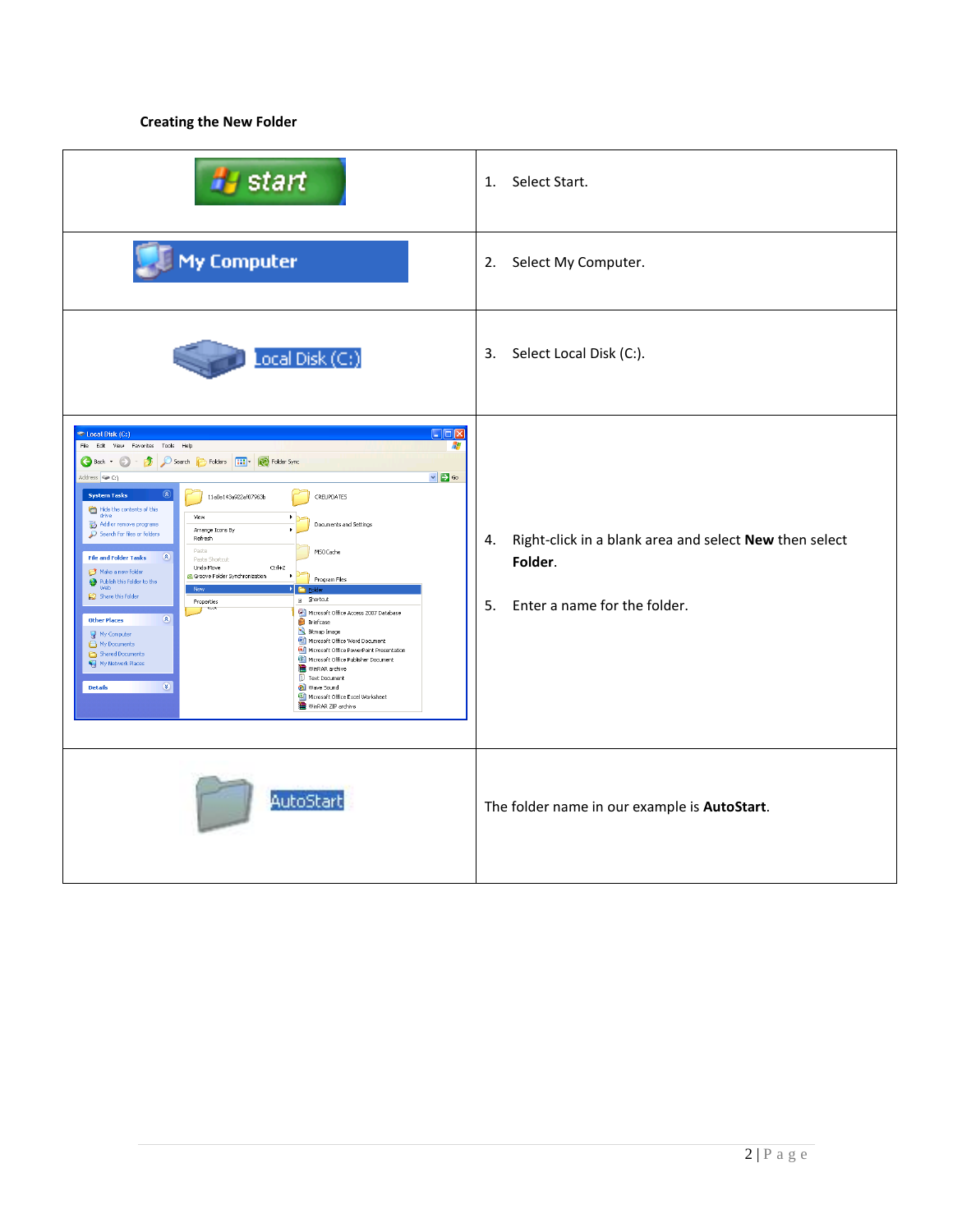**Creating the New Folder**

| | |
|---|---|
| | 1. Select Start. |
| | 2. Select My Computer. |
| | 3. Select Local Disk (C:). |
| | 4. Right-click in a blank area and select **New** then select **Folder**.<br><br>5. Enter a name for the folder. |
| | The folder name in our example is **AutoStart**. |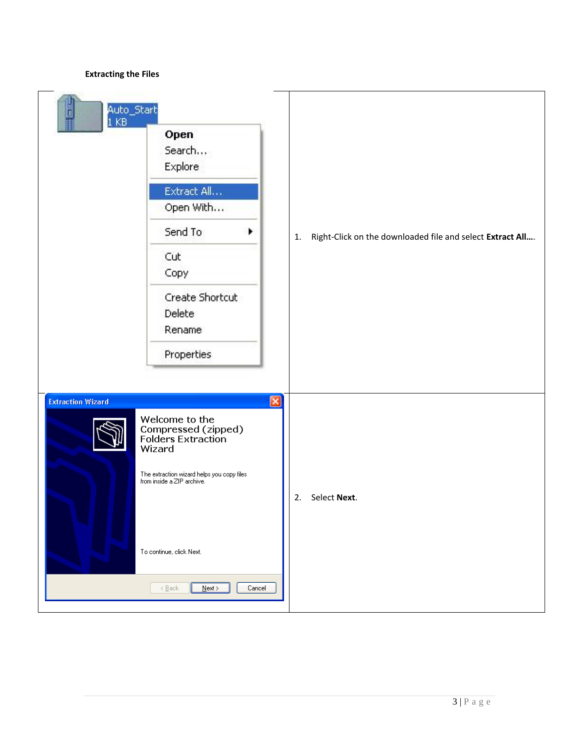**Extracting the Files**

1. Right-Click on the downloaded file and select **Extract All…**.

2. Select **Next**.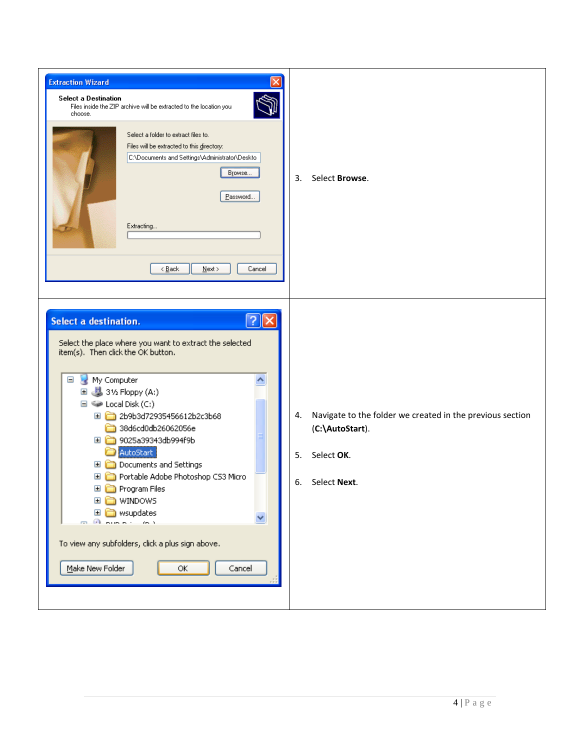3. Select **Browse**.

4. Navigate to the folder we created in the previous section (**C:\AutoStart**).

5. Select **OK**.

6. Select **Next**.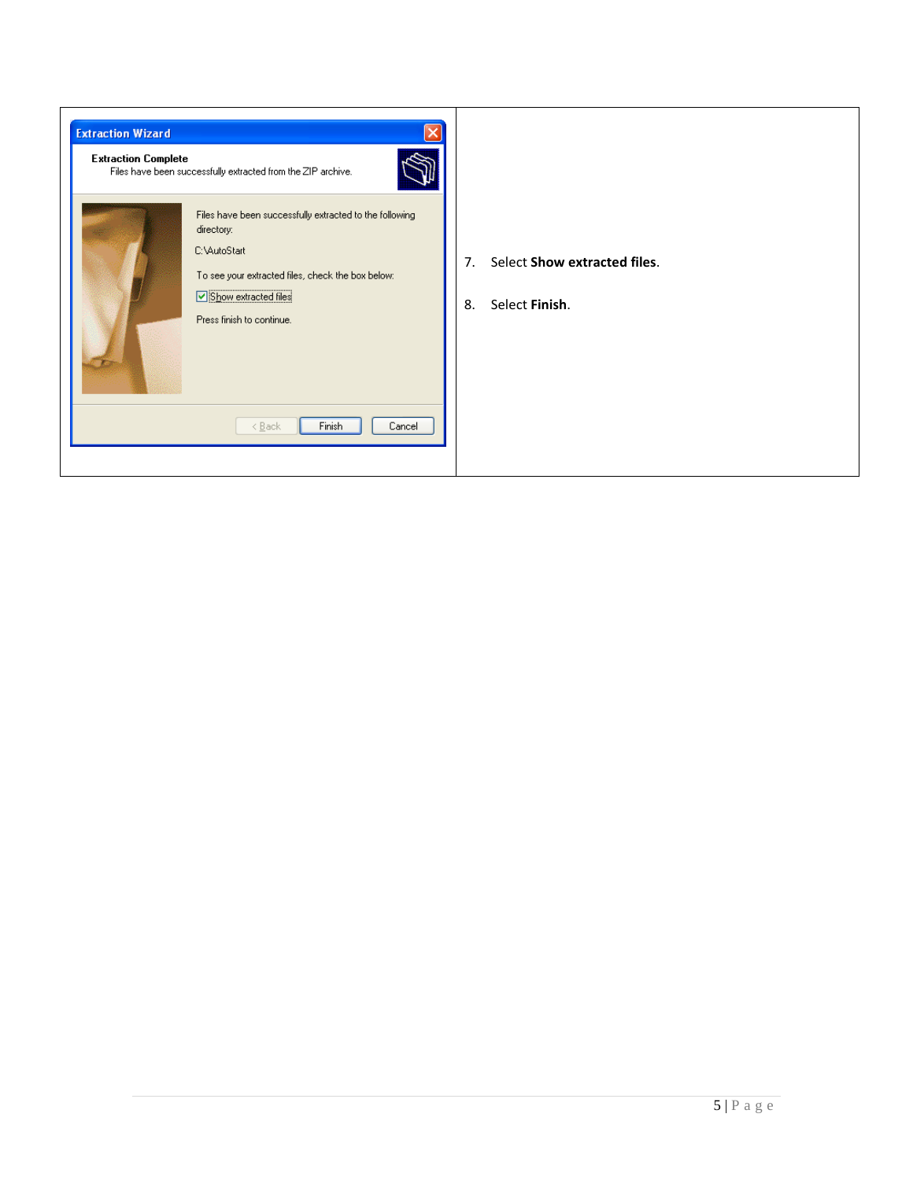7. Select **Show extracted files**.

8. Select **Finish**.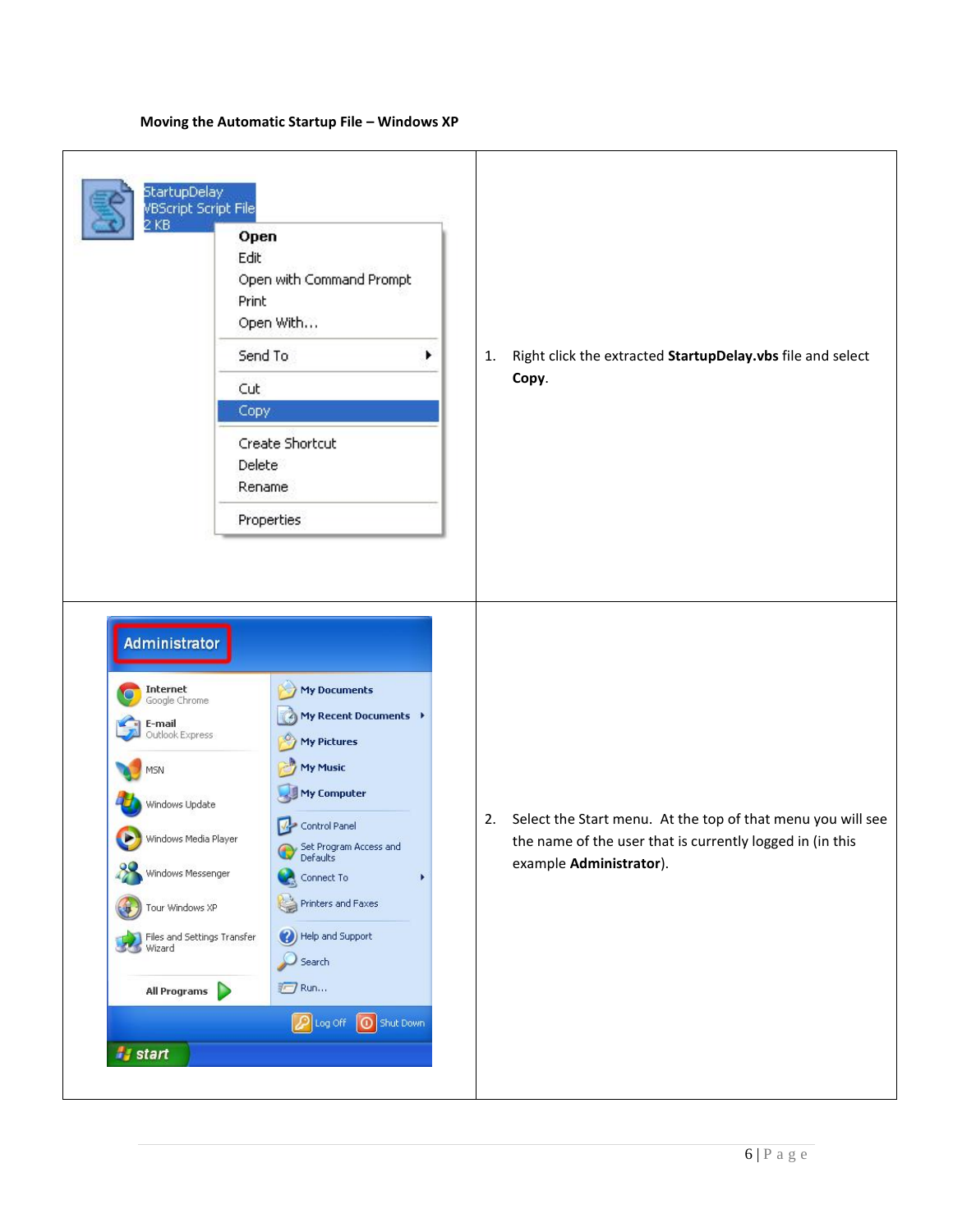**Moving the Automatic Startup File – Windows XP**

| | |
|---|---|
| | 1. Right click the extracted **StartupDelay.vbs** file and select **Copy**. |
| | 2. Select the Start menu. At the top of that menu you will see the name of the user that is currently logged in (in this example **Administrator**). |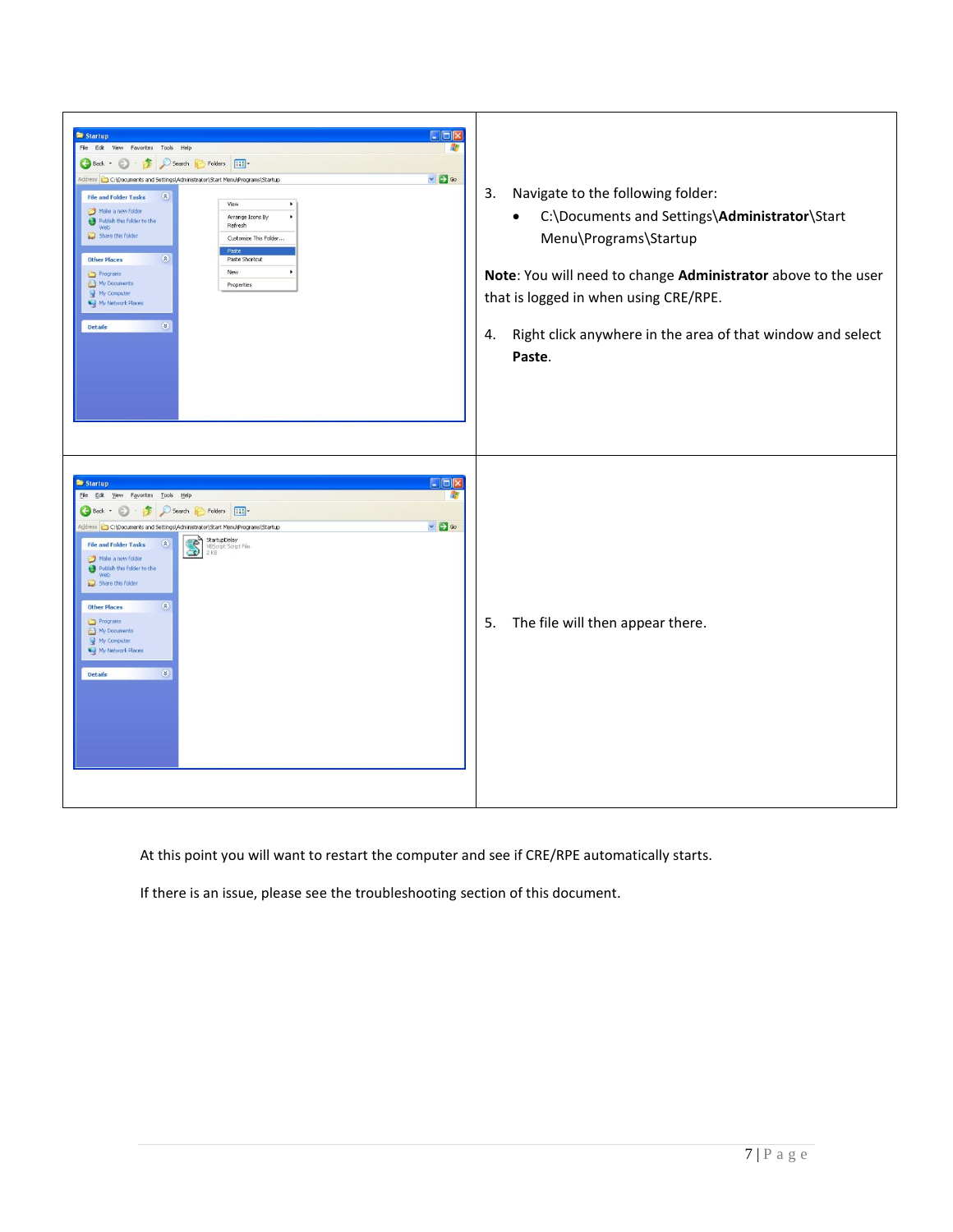3. Navigate to the following folder:
   - C:\Documents and Settings\**Administrator**\Start Menu\Programs\Startup

**Note**: You will need to change **Administrator** above to the user that is logged in when using CRE/RPE.

4. Right click anywhere in the area of that window and select **Paste**.

5. The file will then appear there.

At this point you will want to restart the computer and see if CRE/RPE automatically starts.

If there is an issue, please see the troubleshooting section of this document.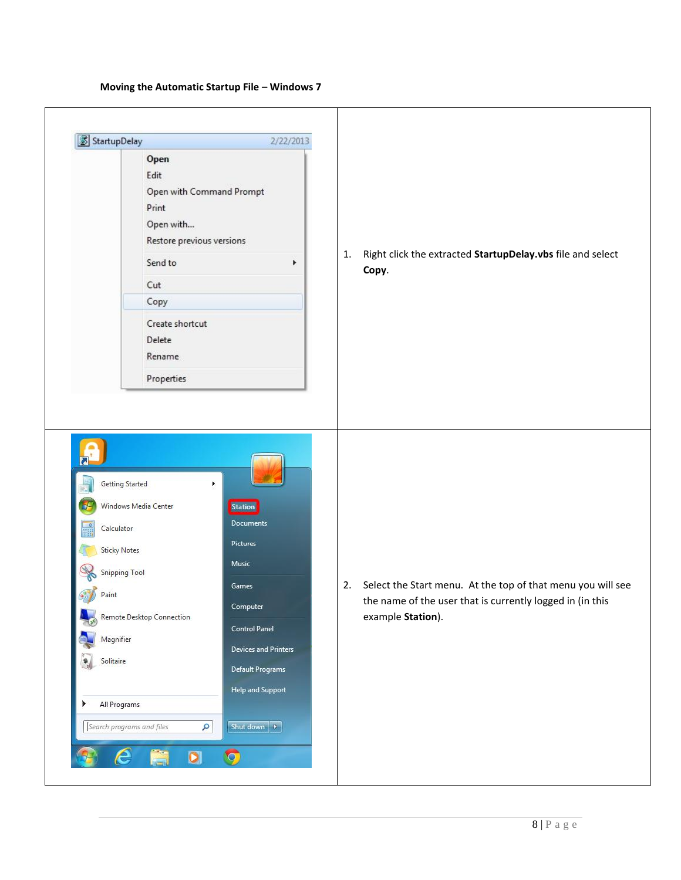**Moving the Automatic Startup File – Windows 7**

| | |
|---|---|
| | 1. Right click the extracted **StartupDelay.vbs** file and select **Copy**. |
| | 2. Select the Start menu. At the top of that menu you will see the name of the user that is currently logged in (in this example **Station**). |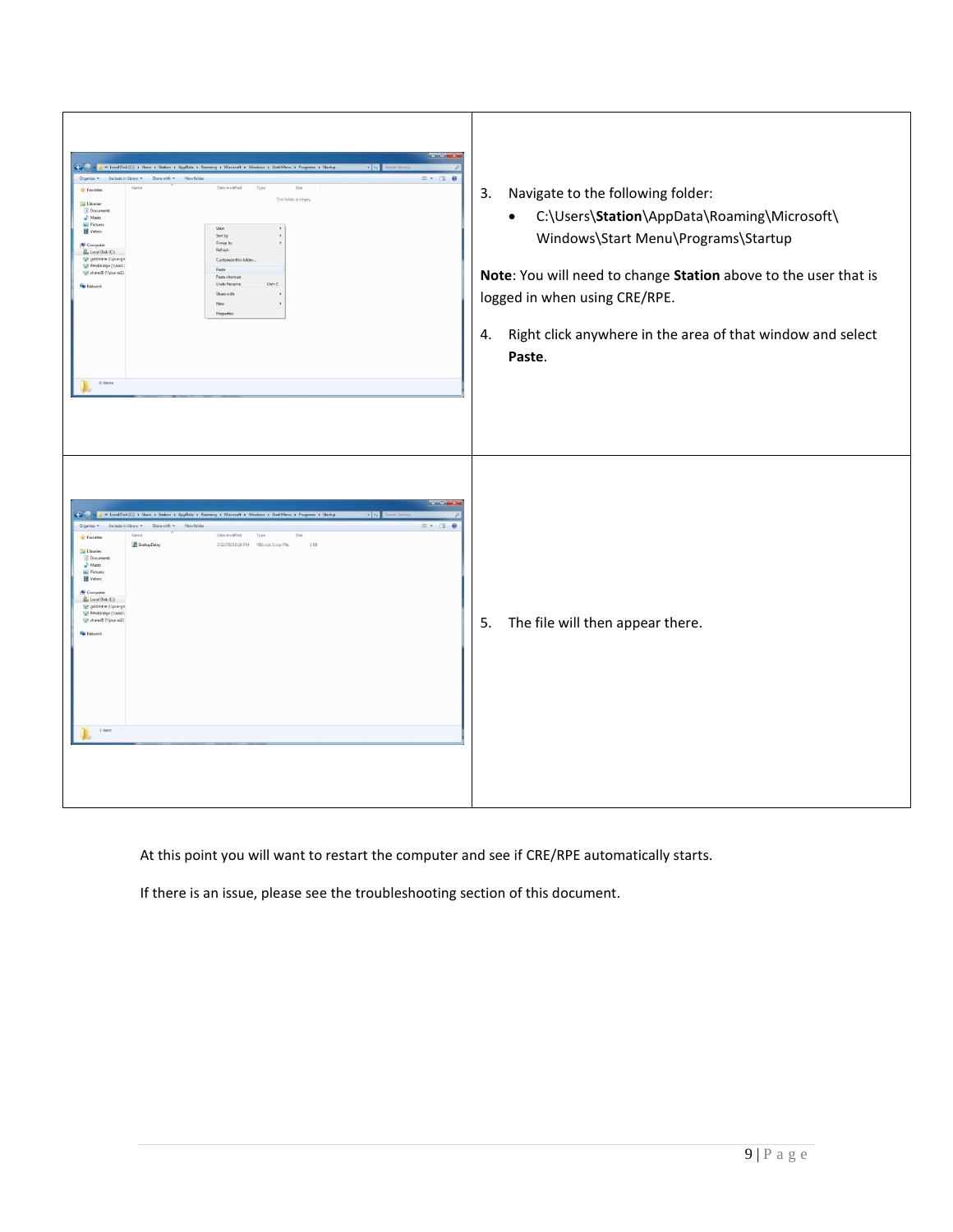3. Navigate to the following folder:
   - C:\Users\**Station**\AppData\Roaming\Microsoft\Windows\Start Menu\Programs\Startup

**Note**: You will need to change **Station** above to the user that is logged in when using CRE/RPE.

4. Right click anywhere in the area of that window and select **Paste**.

5. The file will then appear there.

At this point you will want to restart the computer and see if CRE/RPE automatically starts.

If there is an issue, please see the troubleshooting section of this document.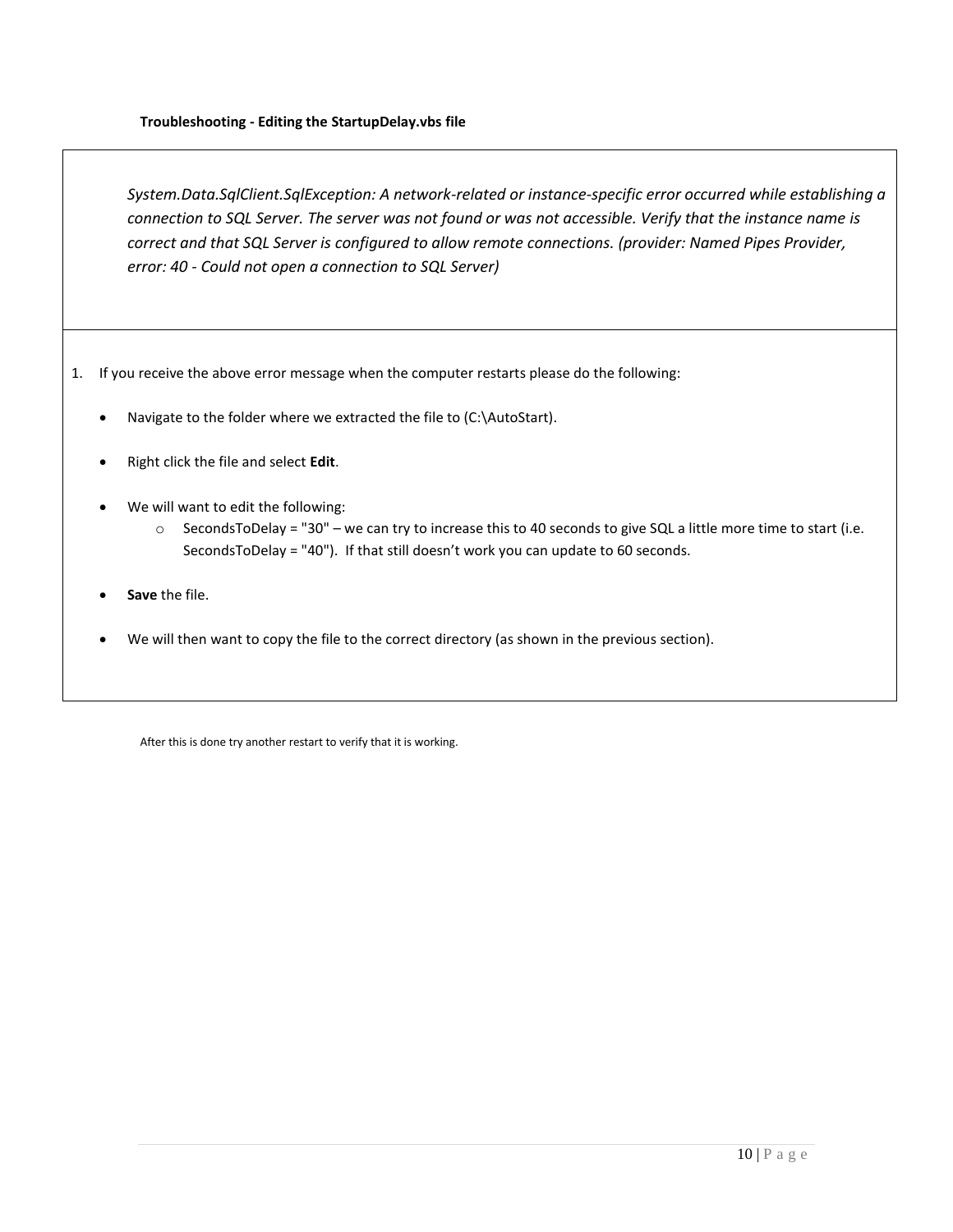**Troubleshooting - Editing the StartupDelay.vbs file**

*System.Data.SqlClient.SqlException: A network-related or instance-specific error occurred while establishing a connection to SQL Server. The server was not found or was not accessible. Verify that the instance name is correct and that SQL Server is configured to allow remote connections. (provider: Named Pipes Provider, error: 40 - Could not open a connection to SQL Server)*

1. If you receive the above error message when the computer restarts please do the following:
   - Navigate to the folder where we extracted the file to (C:\AutoStart).
   - Right click the file and select **Edit**.
   - We will want to edit the following:
     - SecondsToDelay = "30" – we can try to increase this to 40 seconds to give SQL a little more time to start (i.e. SecondsToDelay = "40"). If that still doesn't work you can update to 60 seconds.
   - **Save** the file.
   - We will then want to copy the file to the correct directory (as shown in the previous section).

After this is done try another restart to verify that it is working.